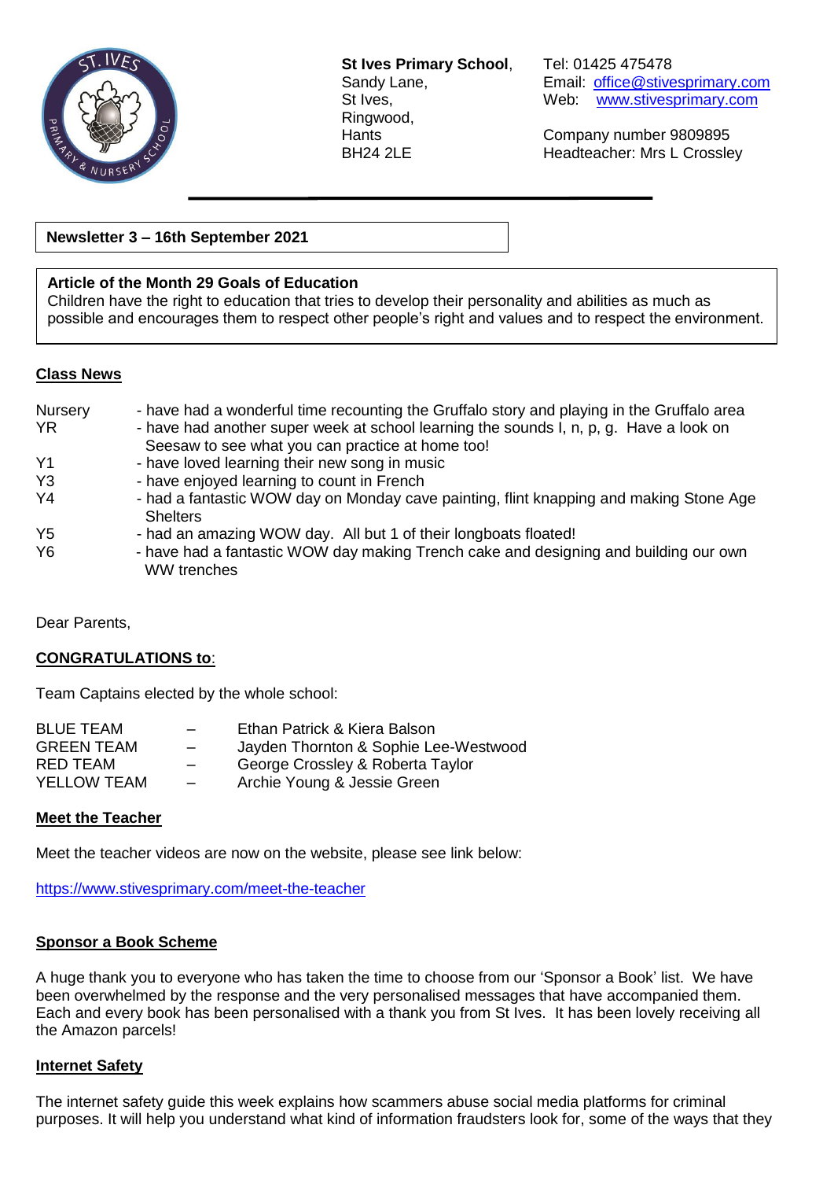**St Ives Primary School**,
Sandy Lane,
St Ives,
Ringwood,
Hants
BH24 2LE

Tel: 01425 475478
Email: office@stivesprimary.com
Web: www.stivesprimary.com

Company number 9809895
Headteacher: Mrs L Crossley

**Newsletter 3 – 16th September 2021**

**Article of the Month 29 Goals of Education**
Children have the right to education that tries to develop their personality and abilities as much as possible and encourages them to respect other people's right and values and to respect the environment.

## Class News

| | |
|---|---|
| Nursery | - have had a wonderful time recounting the Gruffalo story and playing in the Gruffalo area |
| YR | - have had another super week at school learning the sounds I, n, p, g. Have a look on Seesaw to see what you can practice at home too! |
| Y1 | - have loved learning their new song in music |
| Y3 | - have enjoyed learning to count in French |
| Y4 | - had a fantastic WOW day on Monday cave painting, flint knapping and making Stone Age Shelters |
| Y5 | - had an amazing WOW day. All but 1 of their longboats floated! |
| Y6 | - have had a fantastic WOW day making Trench cake and designing and building our own WW trenches |

Dear Parents,

## CONGRATULATIONS to:

Team Captains elected by the whole school:

| | | |
|---|---|---|
| BLUE TEAM | – | Ethan Patrick & Kiera Balson |
| GREEN TEAM | – | Jayden Thornton & Sophie Lee-Westwood |
| RED TEAM | – | George Crossley & Roberta Taylor |
| YELLOW TEAM | – | Archie Young & Jessie Green |

## Meet the Teacher

Meet the teacher videos are now on the website, please see link below:

https://www.stivesprimary.com/meet-the-teacher

## Sponsor a Book Scheme

A huge thank you to everyone who has taken the time to choose from our 'Sponsor a Book' list. We have been overwhelmed by the response and the very personalised messages that have accompanied them. Each and every book has been personalised with a thank you from St Ives. It has been lovely receiving all the Amazon parcels!

## Internet Safety

The internet safety guide this week explains how scammers abuse social media platforms for criminal purposes. It will help you understand what kind of information fraudsters look for, some of the ways that they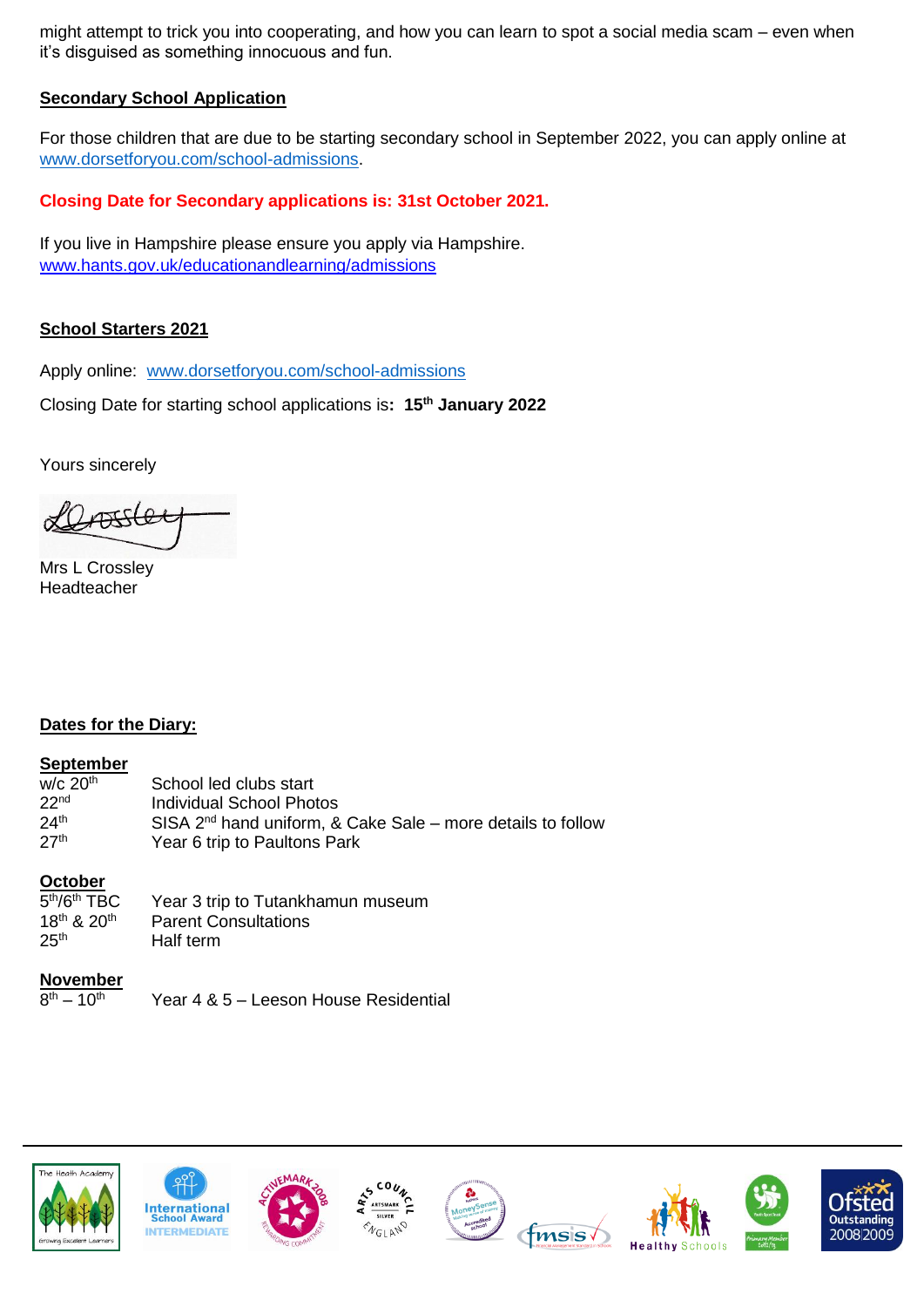might attempt to trick you into cooperating, and how you can learn to spot a social media scam – even when it's disguised as something innocuous and fun.

## Secondary School Application

For those children that are due to be starting secondary school in September 2022, you can apply online at www.dorsetforyou.com/school-admissions.

**Closing Date for Secondary applications is: 31st October 2021.**

If you live in Hampshire please ensure you apply via Hampshire.
www.hants.gov.uk/educationandlearning/admissions

## School Starters 2021

Apply online: www.dorsetforyou.com/school-admissions

Closing Date for starting school applications is**: 15th January 2022**

Yours sincerely

Mrs L Crossley
Headteacher

## Dates for the Diary:

### September

| | |
|---|---|
| w/c 20th | School led clubs start |
| 22nd | Individual School Photos |
| 24th | SISA 2nd hand uniform, & Cake Sale – more details to follow |
| 27th | Year 6 trip to Paultons Park |

### October

| | |
|---|---|
| 5th/6th TBC | Year 3 trip to Tutankhamun museum |
| 18th & 20th | Parent Consultations |
| 25th | Half term |

### November

| | |
|---|---|
| 8th – 10th | Year 4 & 5 – Leeson House Residential |